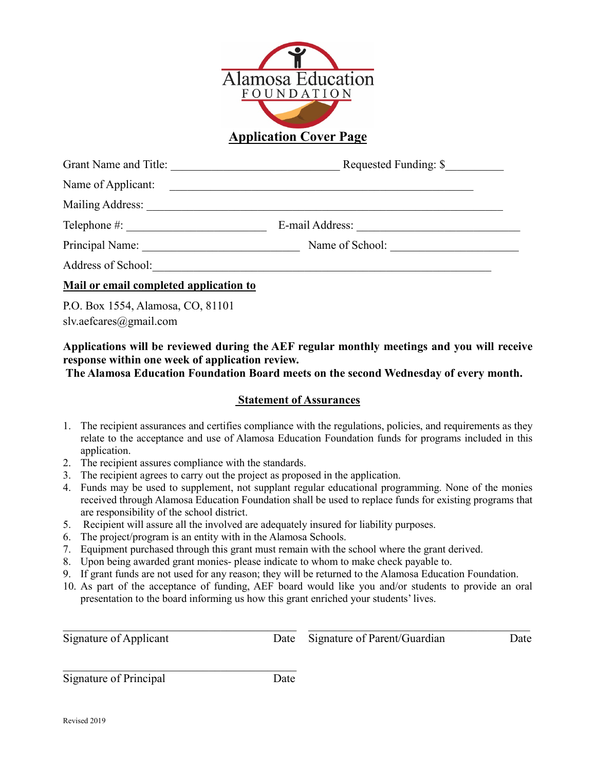Alamosa Education
FOUNDATION

# Application Cover Page

Grant Name and Title: ____________________________ Requested Funding: $__________

Name of Applicant: ____________________________________________________

Mailing Address: ______________________________________________________________

Telephone #: ________________________ E-mail Address: ____________________________

Principal Name: ___________________________ Name of School: ______________________

Address of School:___________________________________________________________

**Mail or email completed application to**

P.O. Box 1554, Alamosa, CO, 81101
slv.aefcares@gmail.com

**Applications will be reviewed during the AEF regular monthly meetings and you will receive response within one week of application review.**
**The Alamosa Education Foundation Board meets on the second Wednesday of every month.**

## Statement of Assurances

1. The recipient assurances and certifies compliance with the regulations, policies, and requirements as they relate to the acceptance and use of Alamosa Education Foundation funds for programs included in this application.
2. The recipient assures compliance with the standards.
3. The recipient agrees to carry out the project as proposed in the application.
4. Funds may be used to supplement, not supplant regular educational programming. None of the monies received through Alamosa Education Foundation shall be used to replace funds for existing programs that are responsibility of the school district.
5. Recipient will assure all the involved are adequately insured for liability purposes.
6. The project/program is an entity with in the Alamosa Schools.
7. Equipment purchased through this grant must remain with the school where the grant derived.
8. Upon being awarded grant monies- please indicate to whom to make check payable to.
9. If grant funds are not used for any reason; they will be returned to the Alamosa Education Foundation.
10. As part of the acceptance of funding, AEF board would like you and/or students to provide an oral presentation to the board informing us how this grant enriched your students' lives.

_________________________________________ _________________________________________
Signature of Applicant Date Signature of Parent/Guardian Date

_________________________________________
Signature of Principal Date

Revised 2019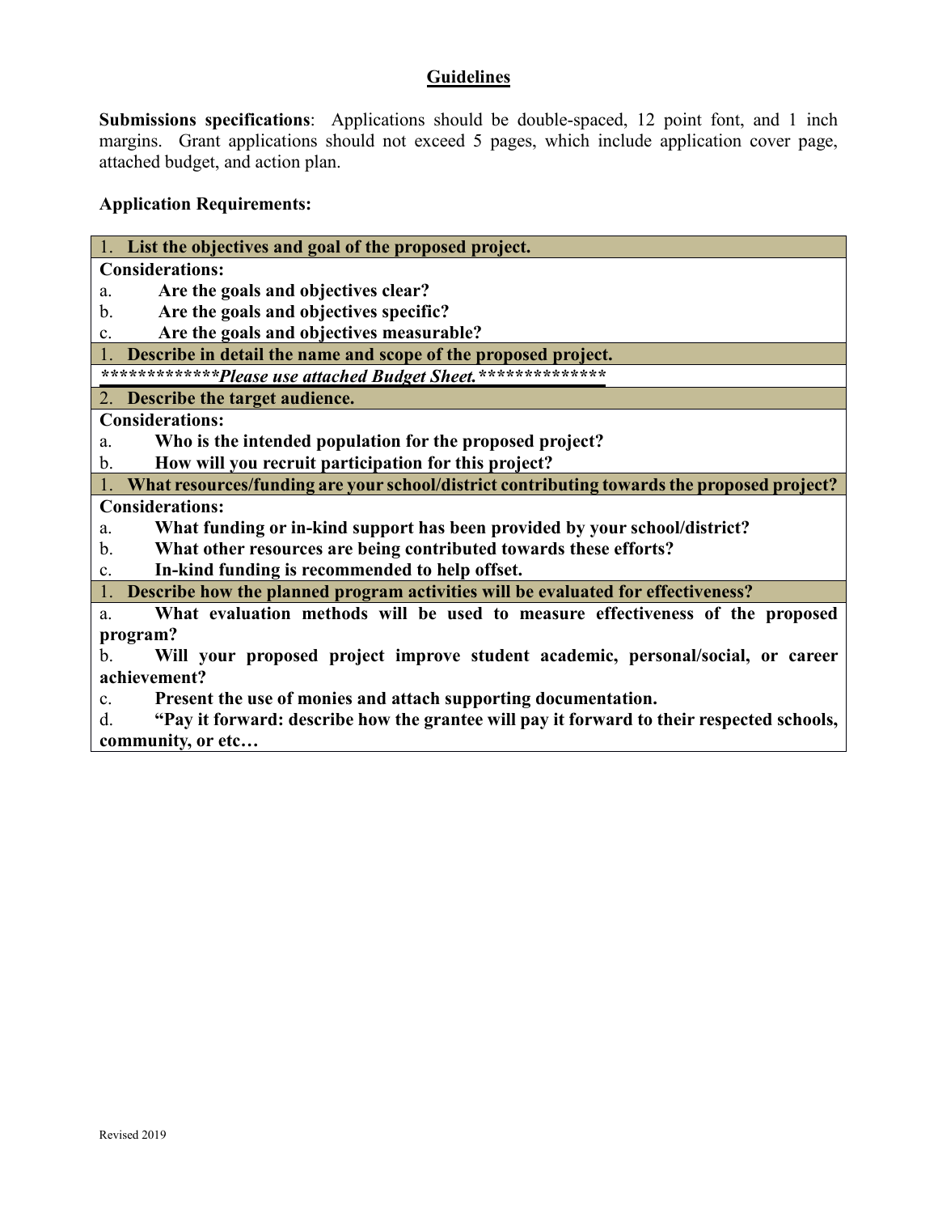## Guidelines

**Submissions specifications**: Applications should be double-spaced, 12 point font, and 1 inch margins. Grant applications should not exceed 5 pages, which include application cover page, attached budget, and action plan.

**Application Requirements:**

| 1. **List the objectives and goal of the proposed project.** |
|---|
| **Considerations:** |
| a. **Are the goals and objectives clear?** |
| b. **Are the goals and objectives specific?** |
| c. **Are the goals and objectives measurable?** |
| 1. **Describe in detail the name and scope of the proposed project.** |
| ****************Please use attached Budget Sheet.*************** |
| 2. **Describe the target audience.** |
| **Considerations:** |
| a. **Who is the intended population for the proposed project?** |
| b. **How will you recruit participation for this project?** |
| 1. **What resources/funding are your school/district contributing towards the proposed project?** |
| **Considerations:** |
| a. **What funding or in-kind support has been provided by your school/district?** |
| b. **What other resources are being contributed towards these efforts?** |
| c. **In-kind funding is recommended to help offset.** |
| 1. **Describe how the planned program activities will be evaluated for effectiveness?** |
| a. **What evaluation methods will be used to measure effectiveness of the proposed program?** |
| b. **Will your proposed project improve student academic, personal/social, or career achievement?** |
| c. **Present the use of monies and attach supporting documentation.** |
| d. **"Pay it forward: describe how the grantee will pay it forward to their respected schools, community, or etc…** |

Revised 2019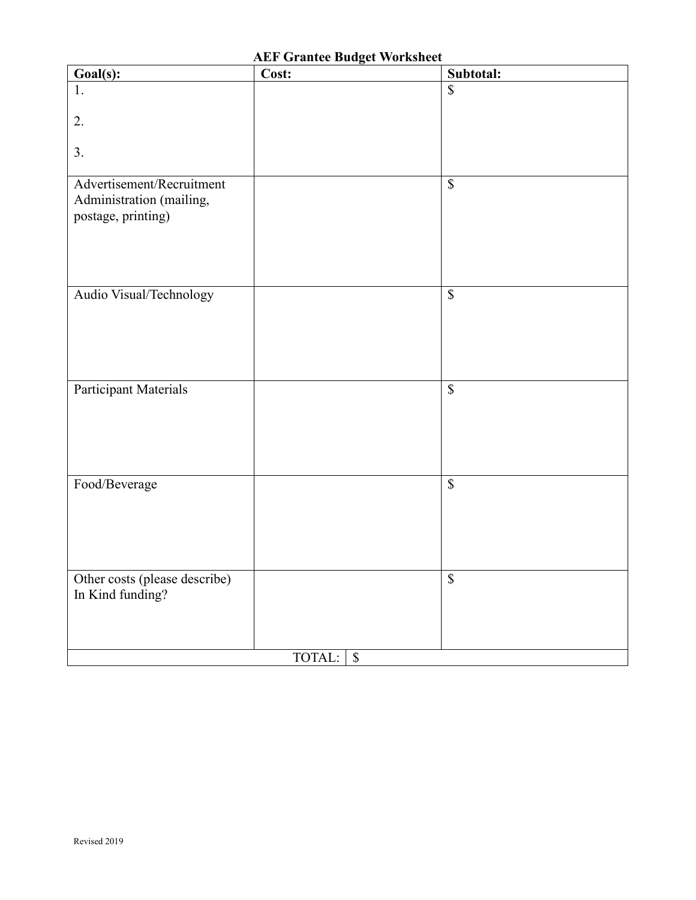**AEF Grantee Budget Worksheet**

| Goal(s): | Cost: | Subtotal: |
|---|---|---|
| 1.<br><br>2.<br><br>3. | | $ |
| Advertisement/Recruitment Administration (mailing, postage, printing) | | $ |
| Audio Visual/Technology | | $ |
| Participant Materials | | $ |
| Food/Beverage | | $ |
| Other costs (please describe) In Kind funding? | | $ |
| | TOTAL: | $ |

Revised 2019